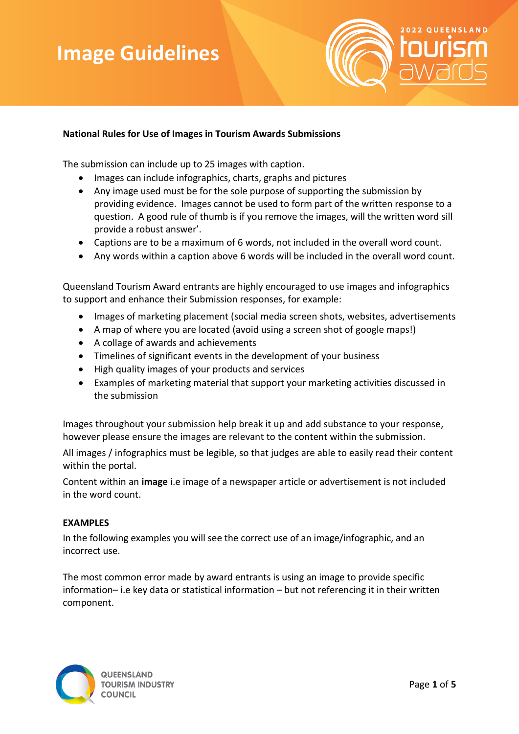# Image Guidelines

**National Rules for Use of Images in Tourism Awards Submissions**

The submission can include up to 25 images with caption.

- Images can include infographics, charts, graphs and pictures
- Any image used must be for the sole purpose of supporting the submission by providing evidence. Images cannot be used to form part of the written response to a question. A good rule of thumb is if you remove the images, will the written word sill provide a robust answer'.
- Captions are to be a maximum of 6 words, not included in the overall word count.
- Any words within a caption above 6 words will be included in the overall word count.

Queensland Tourism Award entrants are highly encouraged to use images and infographics to support and enhance their Submission responses, for example:

- Images of marketing placement (social media screen shots, websites, advertisements
- A map of where you are located (avoid using a screen shot of google maps!)
- A collage of awards and achievements
- Timelines of significant events in the development of your business
- High quality images of your products and services
- Examples of marketing material that support your marketing activities discussed in the submission

Images throughout your submission help break it up and add substance to your response, however please ensure the images are relevant to the content within the submission.

All images / infographics must be legible, so that judges are able to easily read their content within the portal.

Content within an **image** i.e image of a newspaper article or advertisement is not included in the word count.

**EXAMPLES**

In the following examples you will see the correct use of an image/infographic, and an incorrect use.

The most common error made by award entrants is using an image to provide specific information– i.e key data or statistical information – but not referencing it in their written component.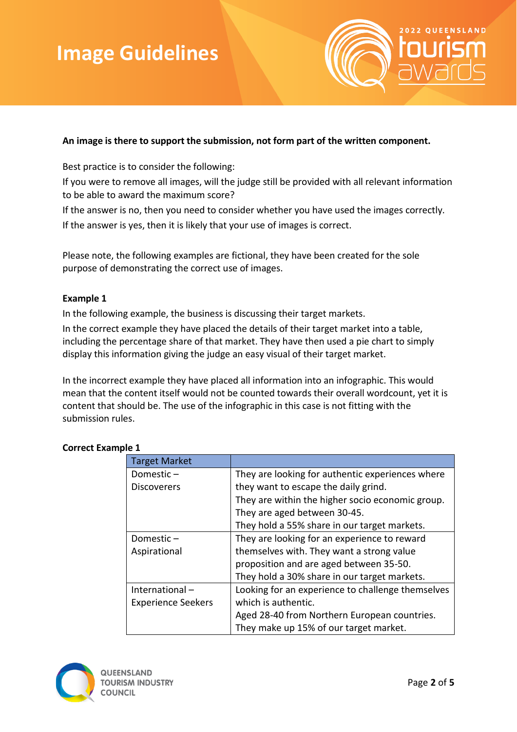# Image Guidelines

**An image is there to support the submission, not form part of the written component.**

Best practice is to consider the following:

If you were to remove all images, will the judge still be provided with all relevant information to be able to award the maximum score?

If the answer is no, then you need to consider whether you have used the images correctly.

If the answer is yes, then it is likely that your use of images is correct.

Please note, the following examples are fictional, they have been created for the sole purpose of demonstrating the correct use of images.

**Example 1**

In the following example, the business is discussing their target markets.

In the correct example they have placed the details of their target market into a table, including the percentage share of that market. They have then used a pie chart to simply display this information giving the judge an easy visual of their target market.

In the incorrect example they have placed all information into an infographic. This would mean that the content itself would not be counted towards their overall wordcount, yet it is content that should be. The use of the infographic in this case is not fitting with the submission rules.

**Correct Example 1**

| Target Market | |
|---|---|
| Domestic – Discoverers | They are looking for authentic experiences where they want to escape the daily grind.<br>They are within the higher socio economic group.<br>They are aged between 30-45.<br>They hold a 55% share in our target markets. |
| Domestic – Aspirational | They are looking for an experience to reward themselves with. They want a strong value proposition and are aged between 35-50.<br>They hold a 30% share in our target markets. |
| International – Experience Seekers | Looking for an experience to challenge themselves which is authentic.<br>Aged 28-40 from Northern European countries.<br>They make up 15% of our target market. |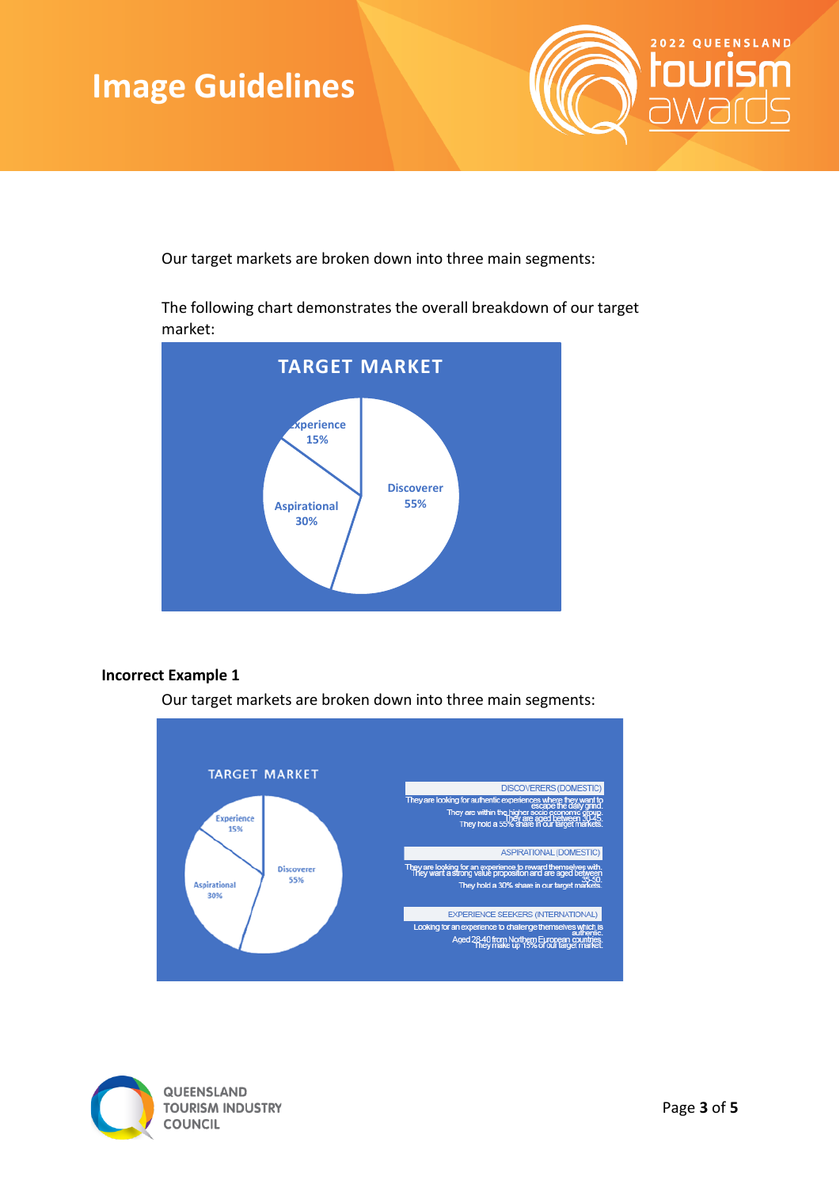Our target markets are broken down into three main segments:

The following chart demonstrates the overall breakdown of our target market:

**TARGET MARKET**

- Experience 15%
- Aspirational 30%
- Discoverer 55%

**Incorrect Example 1**

Our target markets are broken down into three main segments:

TARGET MARKET

- Experience 15%
- Aspirational 30%
- Discoverer 55%

DISCOVERERS (DOMESTIC)

They are looking for authentic experiences where they want to escape the daily grind. They are within the higher socio economic group. They are aged between 30-45. They hold a 55% share in our target markets.

ASPIRATIONAL (DOMESTIC)

They are looking for an experience to reward themselves with. They want a strong value proposition and are aged between 35-50. They hold a 30% share in our target markets.

EXPERIENCE SEEKERS (INTERNATIONAL)

Looking for an experience to challenge themselves which is authentic. Aged 28-40 from Northern European countries. They make up 15% of our target market.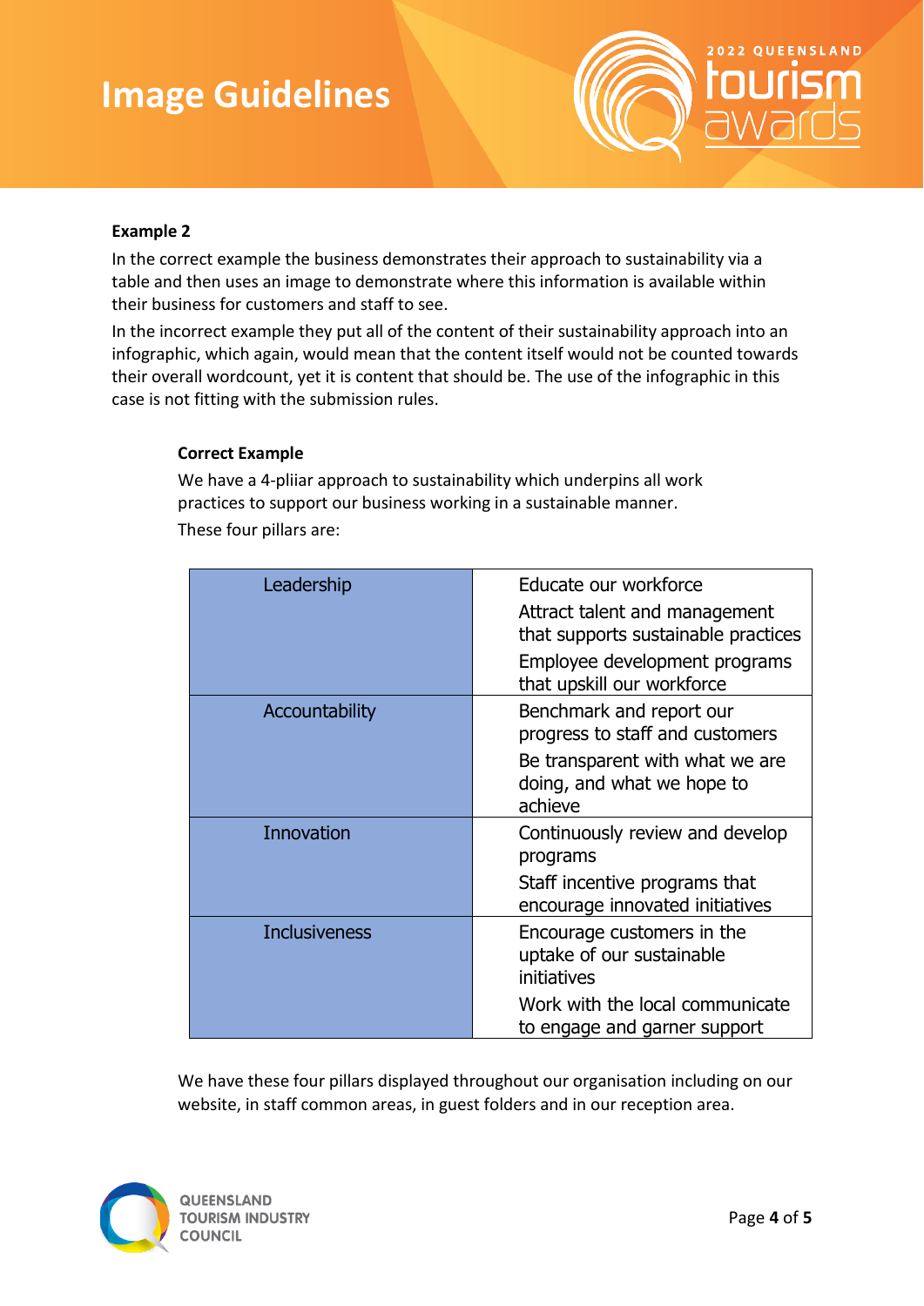**Example 2**

In the correct example the business demonstrates their approach to sustainability via a table and then uses an image to demonstrate where this information is available within their business for customers and staff to see.

In the incorrect example they put all of the content of their sustainability approach into an infographic, which again, would mean that the content itself would not be counted towards their overall wordcount, yet it is content that should be. The use of the infographic in this case is not fitting with the submission rules.

**Correct Example**

We have a 4-pliiar approach to sustainability which underpins all work practices to support our business working in a sustainable manner.

These four pillars are:

| | |
|---|---|
| Leadership | Educate our workforce<br>Attract talent and management that supports sustainable practices<br>Employee development programs that upskill our workforce |
| Accountability | Benchmark and report our progress to staff and customers<br>Be transparent with what we are doing, and what we hope to achieve |
| Innovation | Continuously review and develop programs<br>Staff incentive programs that encourage innovated initiatives |
| Inclusiveness | Encourage customers in the uptake of our sustainable initiatives<br>Work with the local communicate to engage and garner support |

We have these four pillars displayed throughout our organisation including on our website, in staff common areas, in guest folders and in our reception area.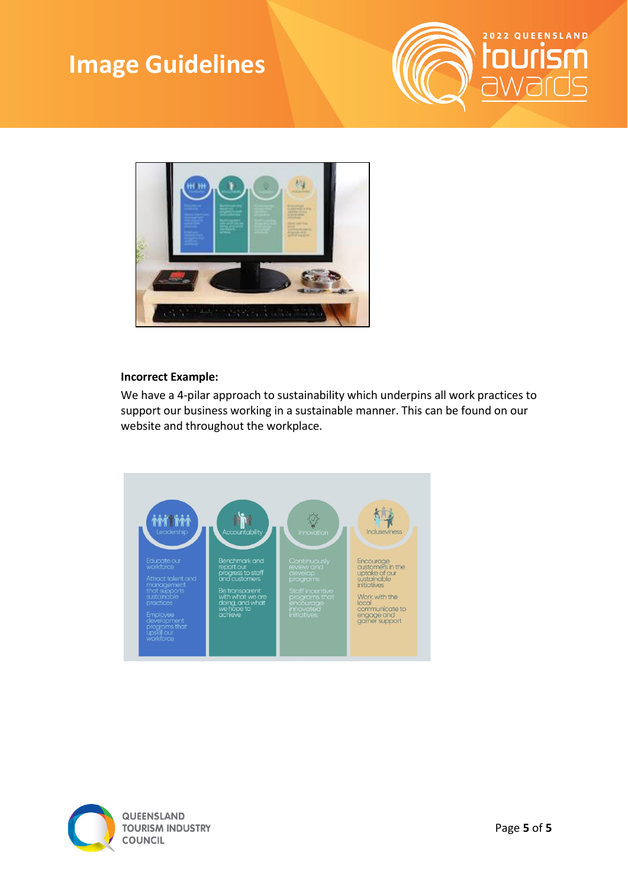# Image Guidelines

**Incorrect Example:**

We have a 4-pilar approach to sustainability which underpins all work practices to support our business working in a sustainable manner. This can be found on our website and throughout the workplace.

Leadership

Educate our workforce

Attract talent and management that supports sustainable practices

Employee development programs that upskill our workforce

Accountability

Benchmark and report our progress to staff and customers

Be transparent with what we are doing, and what we hope to achieve

Innovation

Continuously review and develop programs

Staff incentive programs that encourage innovated initiatives

Incluseviness

Encourage customers in the uptake of our sustainable initiatives

Work with the local communicate to engage and garner support